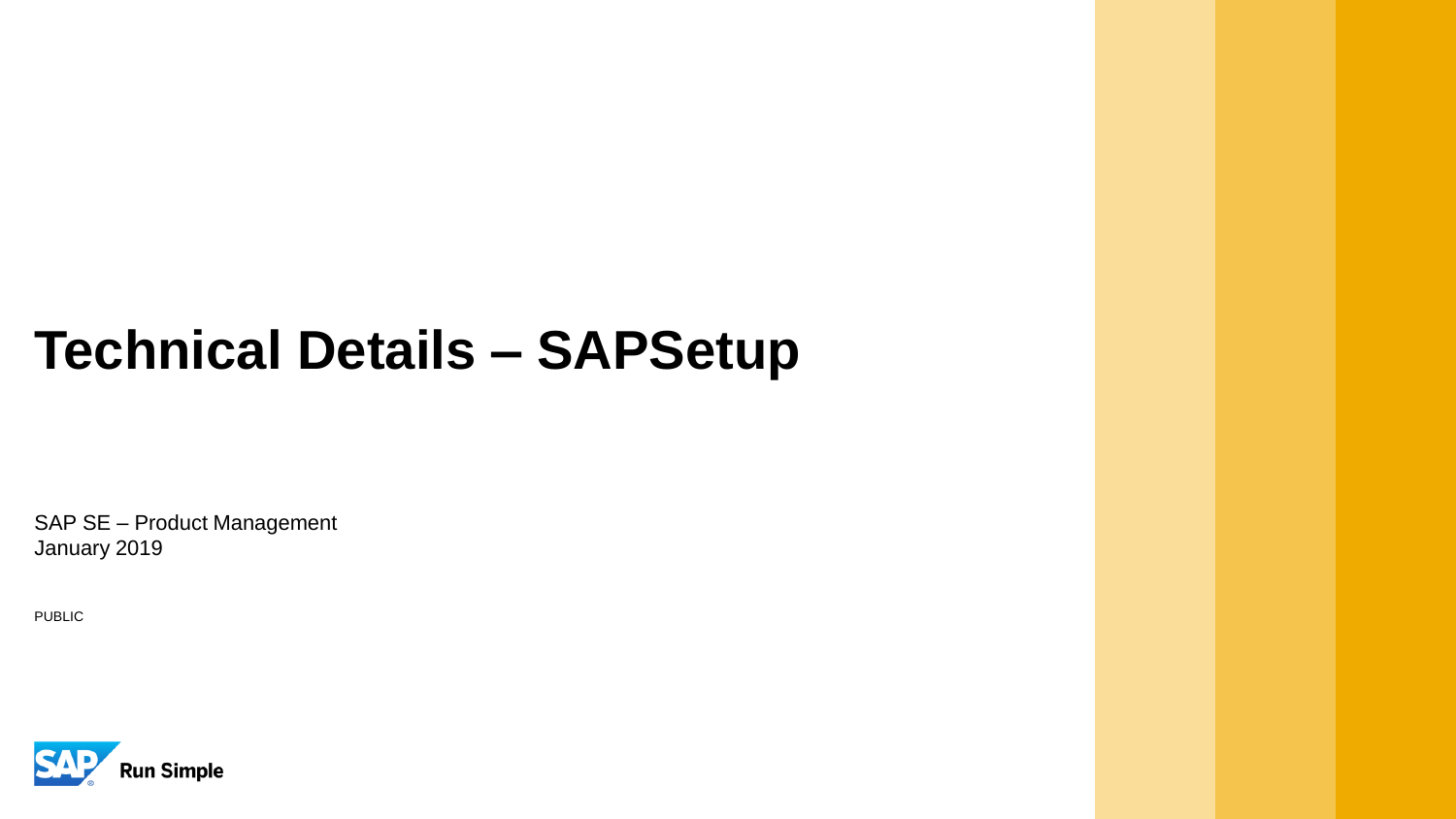# Technical Details – SAPSetup

SAP SE – Product Management
January 2019

PUBLIC

Run Simple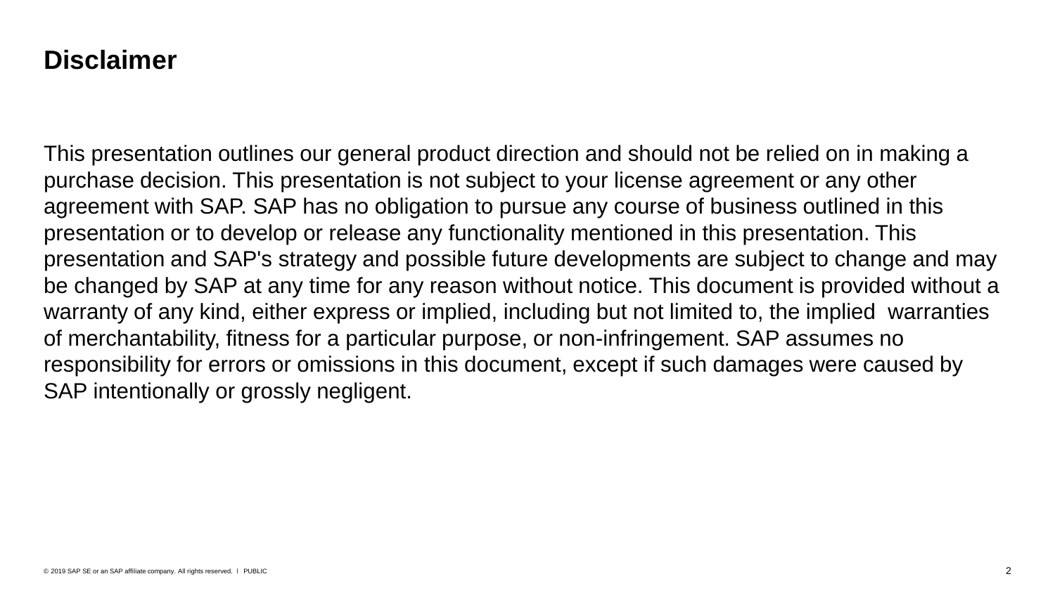# Disclaimer

This presentation outlines our general product direction and should not be relied on in making a purchase decision. This presentation is not subject to your license agreement or any other agreement with SAP. SAP has no obligation to pursue any course of business outlined in this presentation or to develop or release any functionality mentioned in this presentation. This presentation and SAP's strategy and possible future developments are subject to change and may be changed by SAP at any time for any reason without notice. This document is provided without a warranty of any kind, either express or implied, including but not limited to, the implied warranties of merchantability, fitness for a particular purpose, or non-infringement. SAP assumes no responsibility for errors or omissions in this document, except if such damages were caused by SAP intentionally or grossly negligent.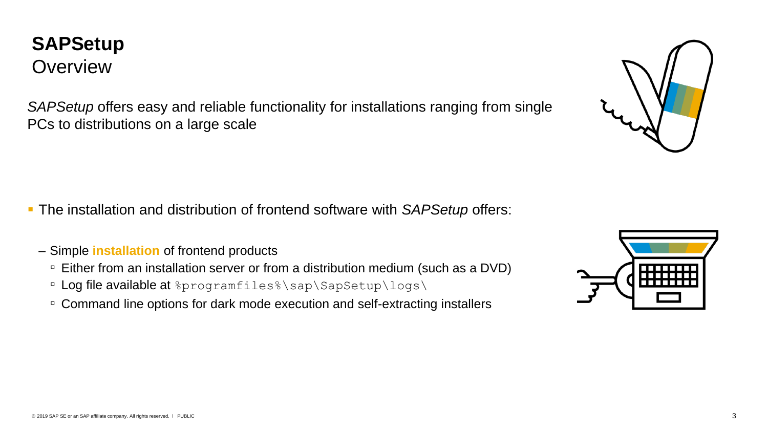# SAPSetup
## Overview

*SAPSetup* offers easy and reliable functionality for installations ranging from single PCs to distributions on a large scale

- The installation and distribution of frontend software with *SAPSetup* offers:
  - Simple **installation** of frontend products
    - Either from an installation server or from a distribution medium (such as a DVD)
    - Log file available at `%programfiles%\sap\SapSetup\logs\`
    - Command line options for dark mode execution and self-extracting installers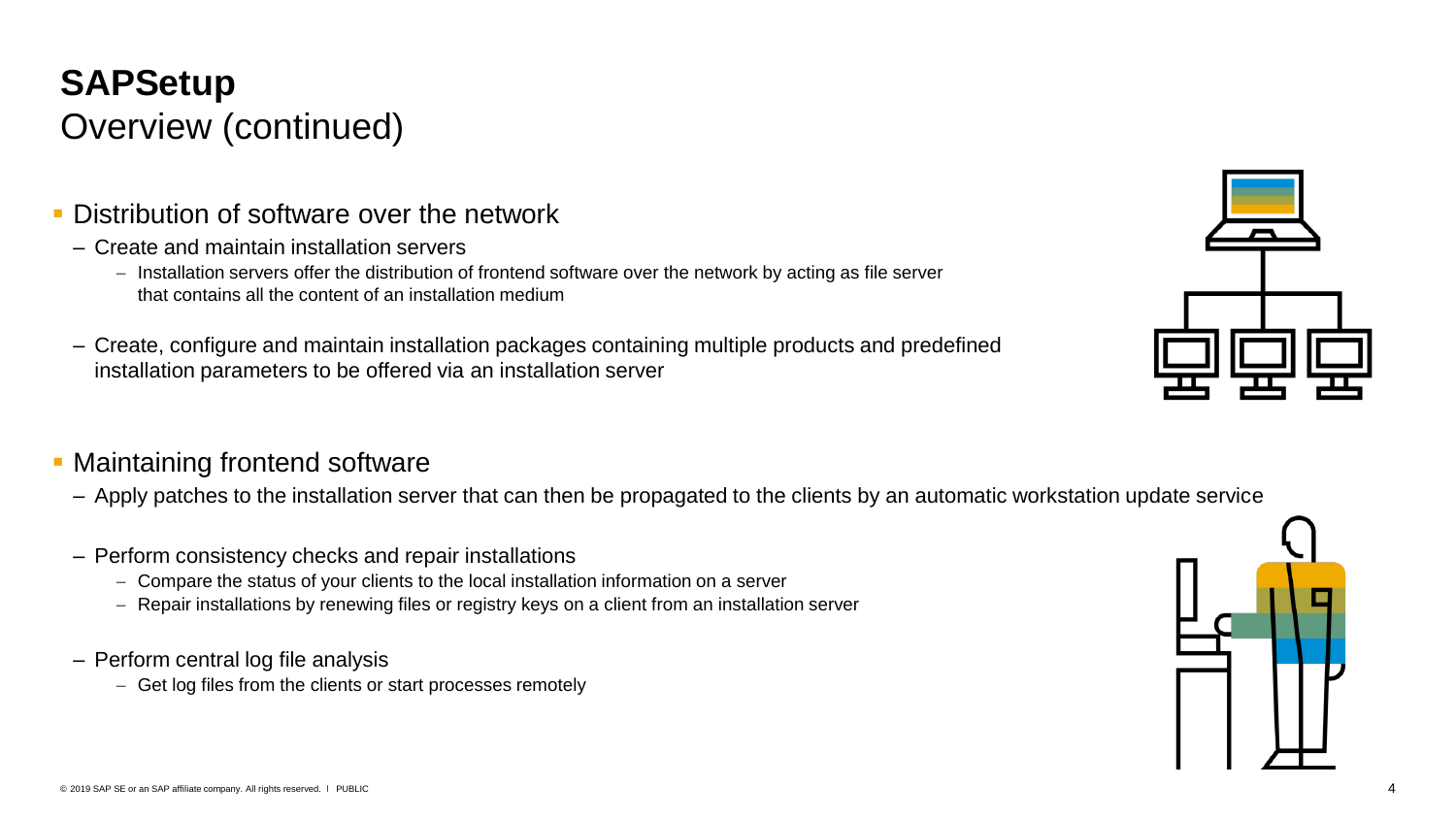# SAPSetup

## Overview (continued)

- Distribution of software over the network
  - Create and maintain installation servers
    - Installation servers offer the distribution of frontend software over the network by acting as file server that contains all the content of an installation medium
  - Create, configure and maintain installation packages containing multiple products and predefined installation parameters to be offered via an installation server

- Maintaining frontend software
  - Apply patches to the installation server that can then be propagated to the clients by an automatic workstation update service
  - Perform consistency checks and repair installations
    - Compare the status of your clients to the local installation information on a server
    - Repair installations by renewing files or registry keys on a client from an installation server
  - Perform central log file analysis
    - Get log files from the clients or start processes remotely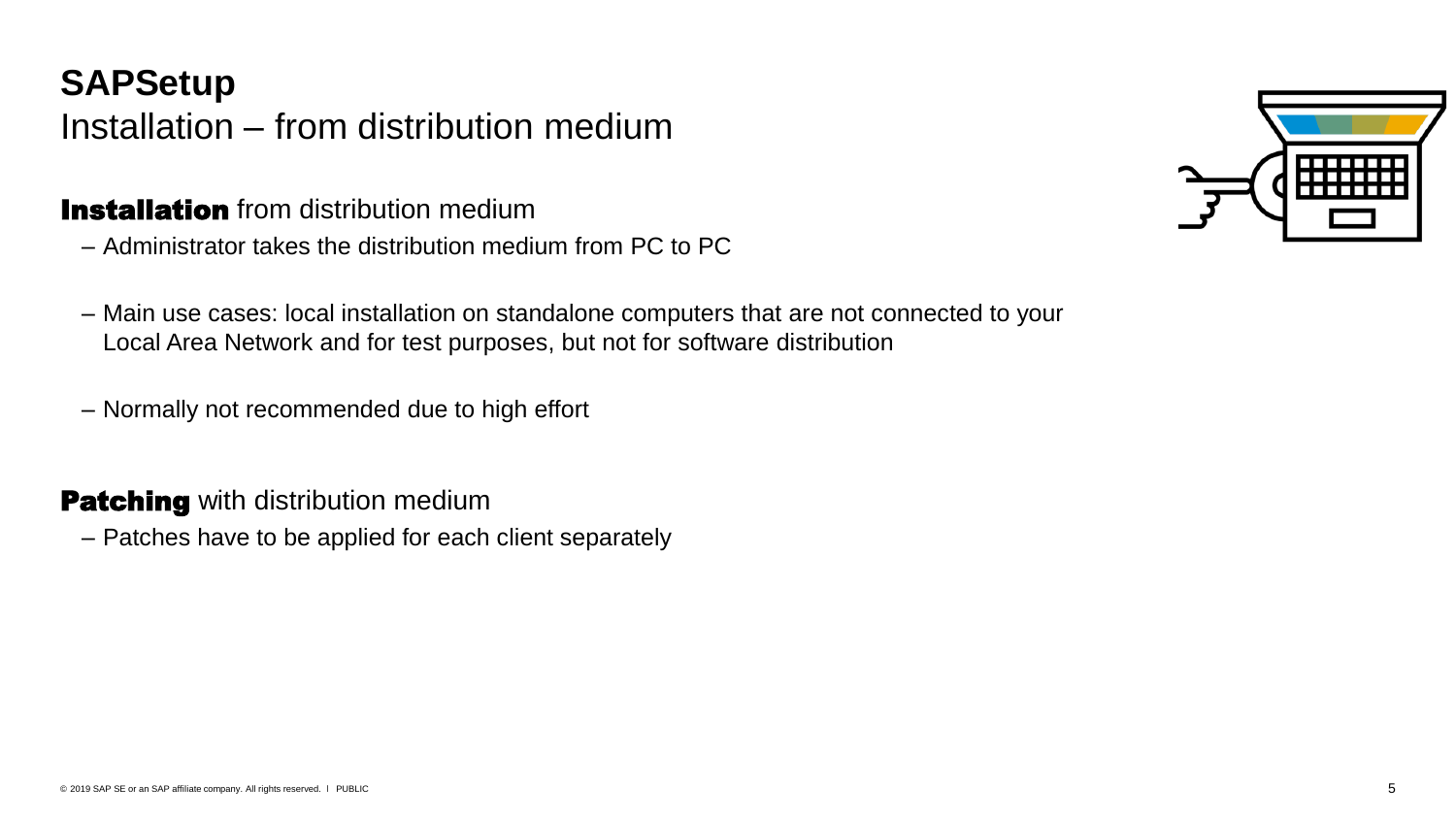# SAPSetup

## Installation – from distribution medium

**Installation** from distribution medium

- Administrator takes the distribution medium from PC to PC
- Main use cases: local installation on standalone computers that are not connected to your Local Area Network and for test purposes, but not for software distribution
- Normally not recommended due to high effort

**Patching** with distribution medium

- Patches have to be applied for each client separately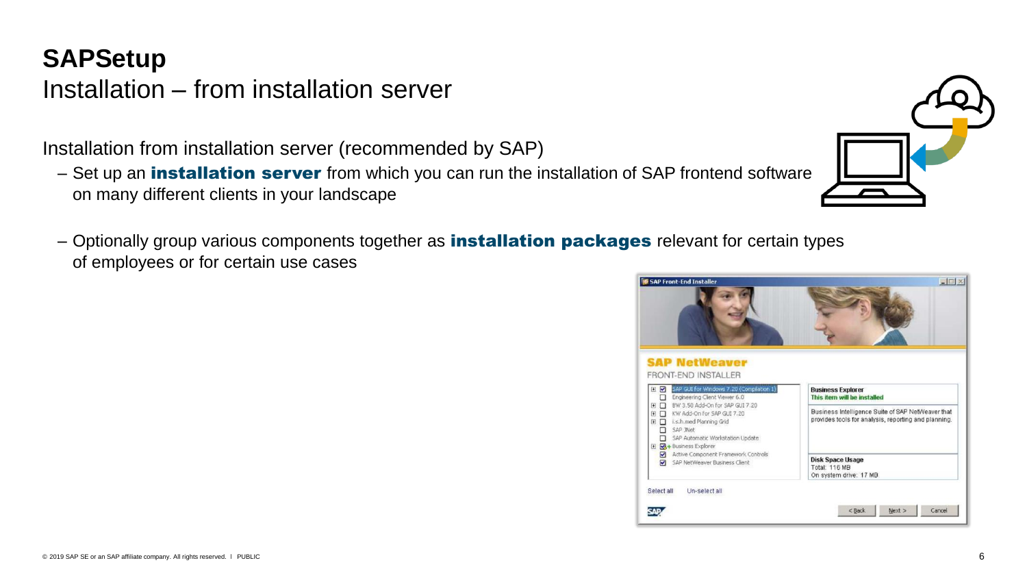# SAPSetup

## Installation – from installation server

Installation from installation server (recommended by SAP)

- Set up an **installation server** from which you can run the installation of SAP frontend software on many different clients in your landscape
- Optionally group various components together as **installation packages** relevant for certain types of employees or for certain use cases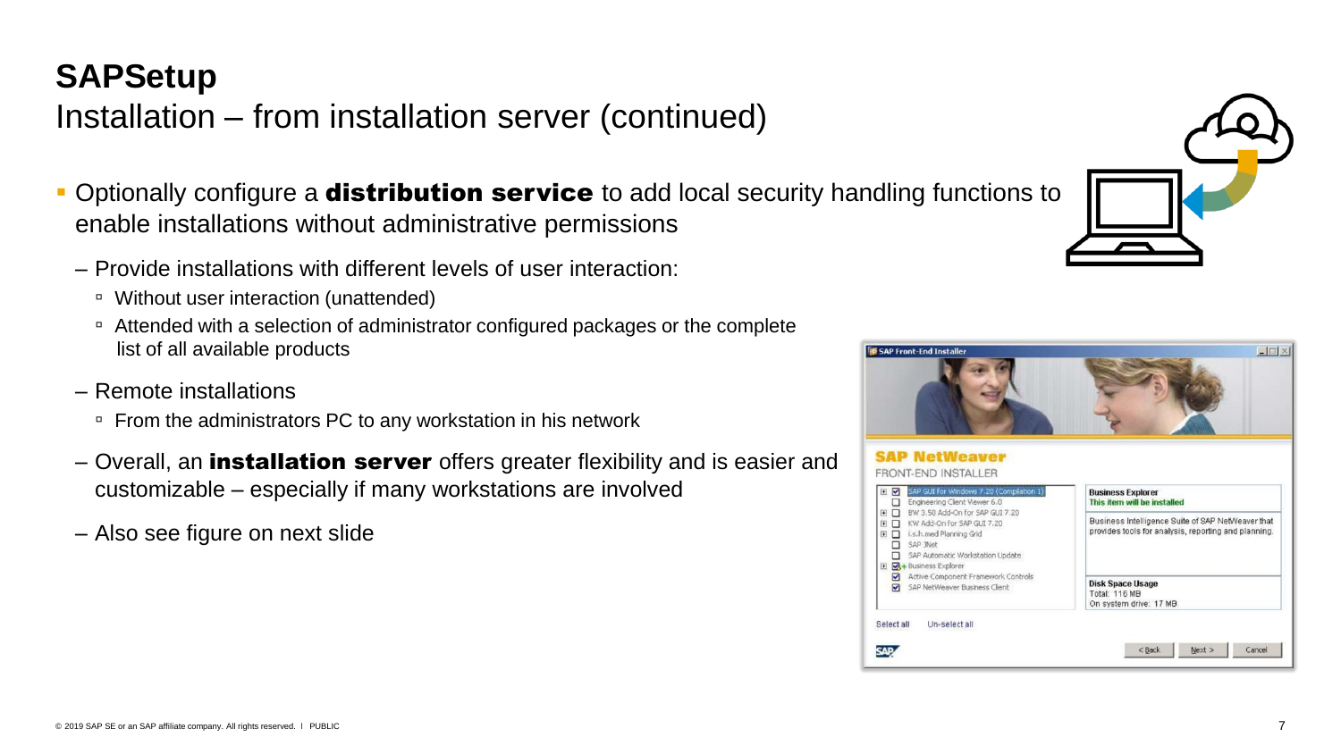# SAPSetup

## Installation – from installation server (continued)

- Optionally configure a **distribution service** to add local security handling functions to enable installations without administrative permissions
  - Provide installations with different levels of user interaction:
    - Without user interaction (unattended)
    - Attended with a selection of administrator configured packages or the complete list of all available products
  - Remote installations
    - From the administrators PC to any workstation in his network
  - Overall, an **installation server** offers greater flexibility and is easier and customizable – especially if many workstations are involved
  - Also see figure on next slide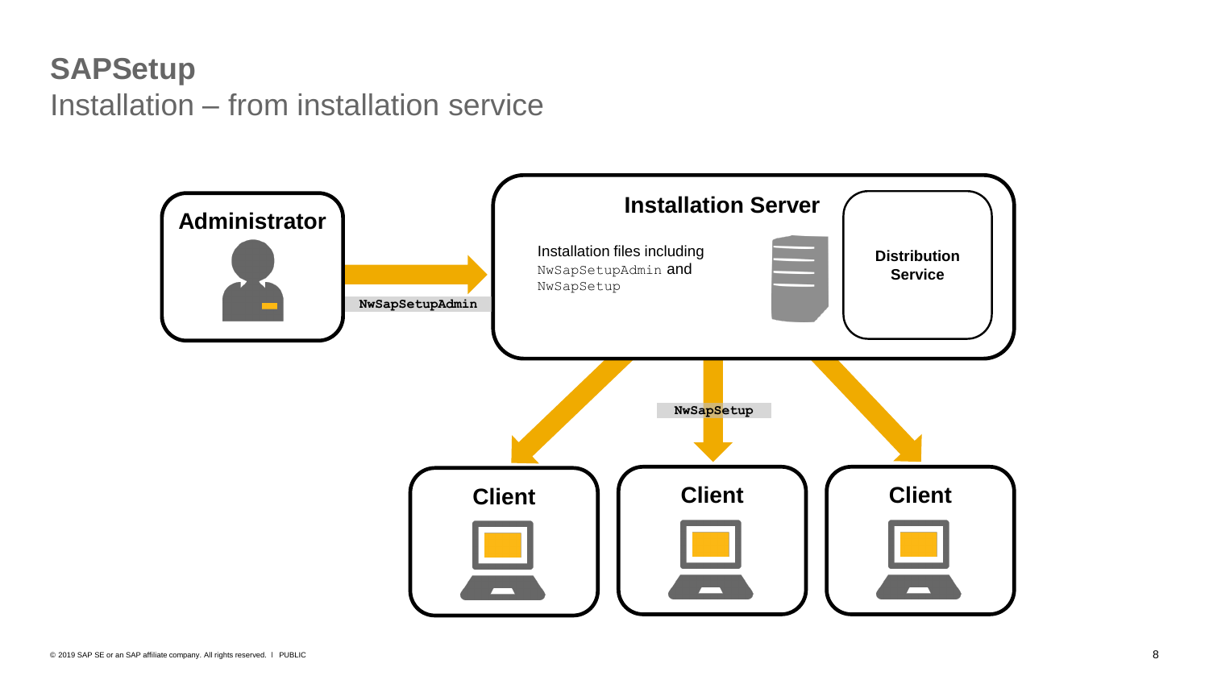# SAPSetup

## Installation – from installation service

**Administrator**

`NwSapSetupAdmin`

**Installation Server**

Installation files including `NwSapSetupAdmin` and `NwSapSetup`

**Distribution Service**

`NwSapSetup`

**Client**

**Client**

**Client**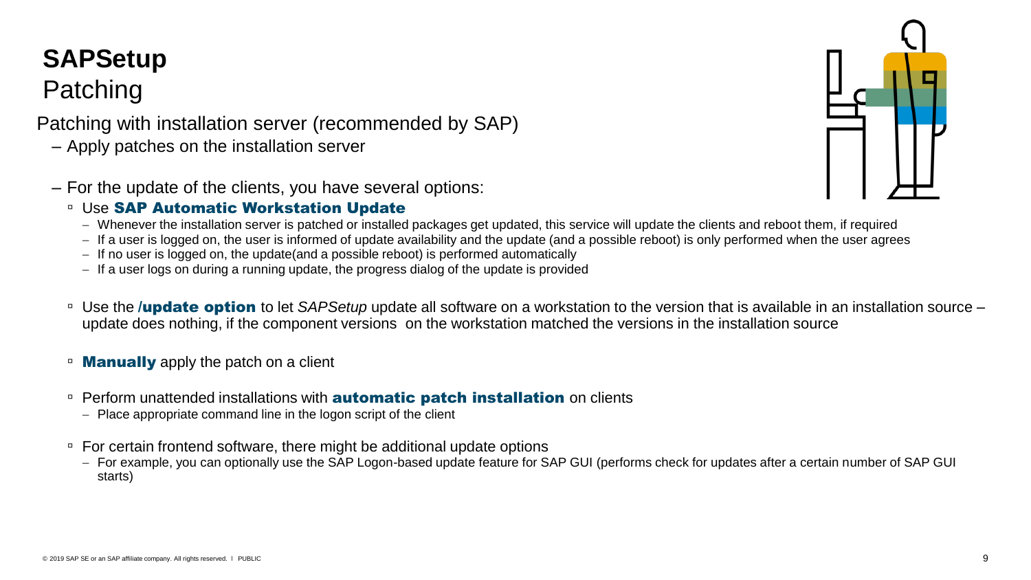# SAPSetup

## Patching

Patching with installation server (recommended by SAP)

- Apply patches on the installation server
- For the update of the clients, you have several options:
  - Use **SAP Automatic Workstation Update**
    - Whenever the installation server is patched or installed packages get updated, this service will update the clients and reboot them, if required
    - If a user is logged on, the user is informed of update availability and the update (and a possible reboot) is only performed when the user agrees
    - If no user is logged on, the update(and a possible reboot) is performed automatically
    - If a user logs on during a running update, the progress dialog of the update is provided
  - Use the **/update option** to let *SAPSetup* update all software on a workstation to the version that is available in an installation source – update does nothing, if the component versions on the workstation matched the versions in the installation source
  - **Manually** apply the patch on a client
  - Perform unattended installations with **automatic patch installation** on clients
    - Place appropriate command line in the logon script of the client
  - For certain frontend software, there might be additional update options
    - For example, you can optionally use the SAP Logon-based update feature for SAP GUI (performs check for updates after a certain number of SAP GUI starts)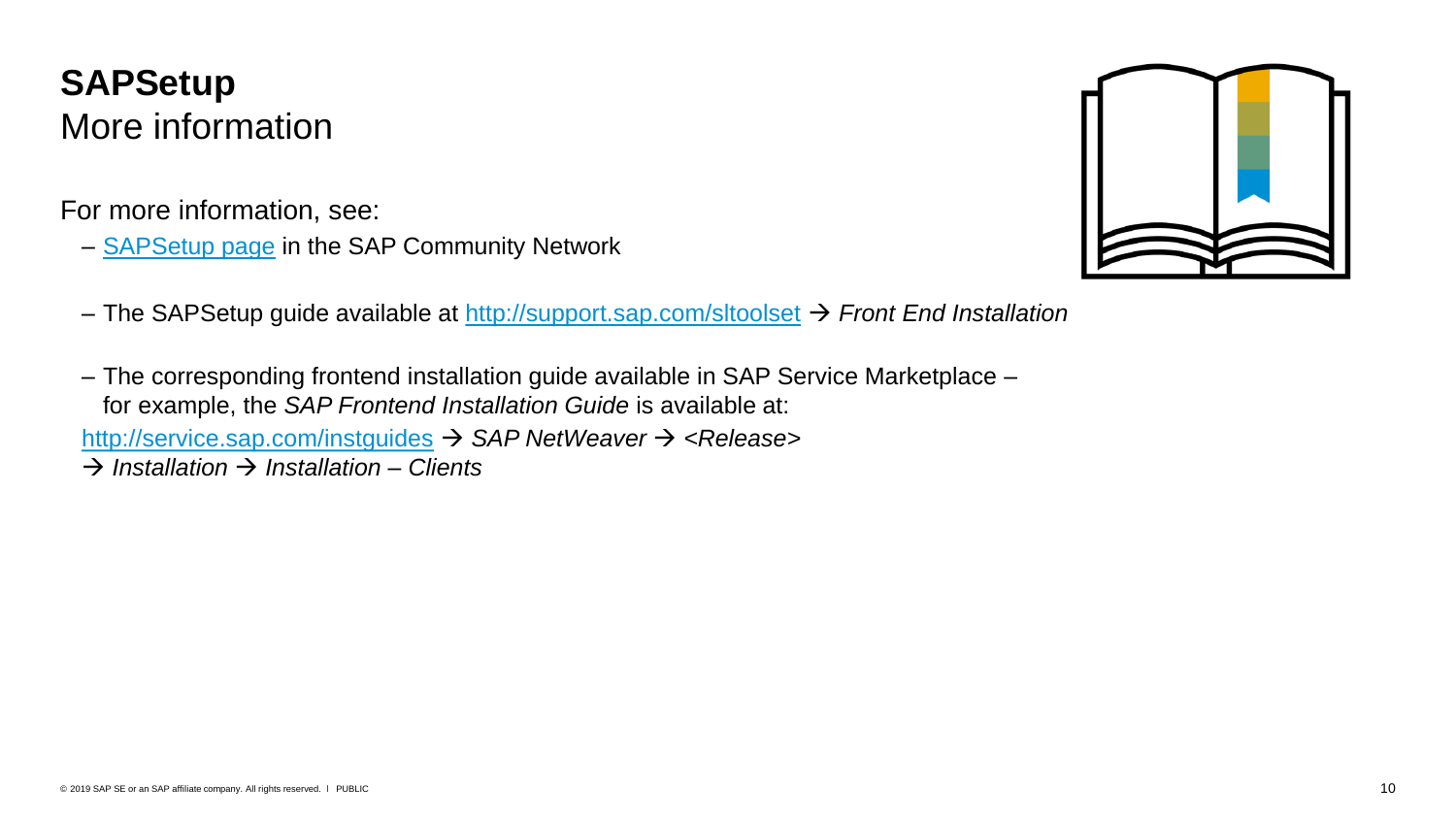# SAPSetup

## More information

For more information, see:

- SAPSetup page in the SAP Community Network
- The SAPSetup guide available at http://support.sap.com/sltoolset → *Front End Installation*
- The corresponding frontend installation guide available in SAP Service Marketplace – for example, the *SAP Frontend Installation Guide* is available at:

http://service.sap.com/instguides → *SAP NetWeaver* → *<Release>* → *Installation* → *Installation – Clients*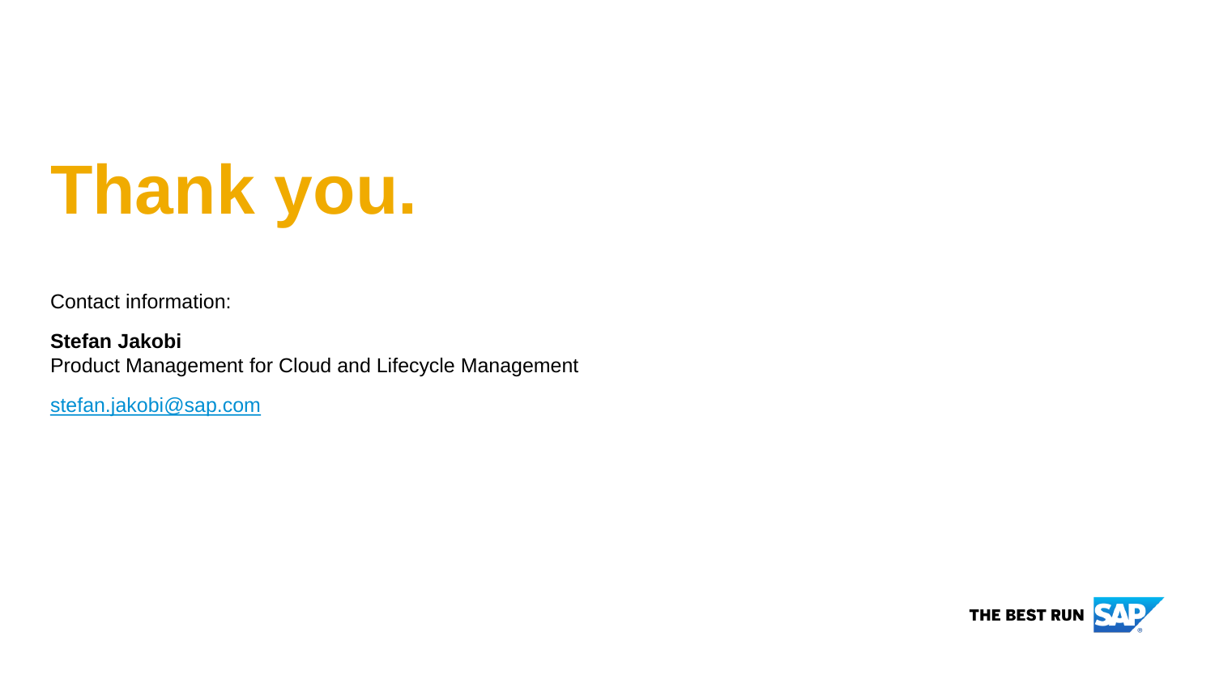# Thank you.

Contact information:

**Stefan Jakobi**
Product Management for Cloud and Lifecycle Management

stefan.jakobi@sap.com

THE BEST RUN SAP